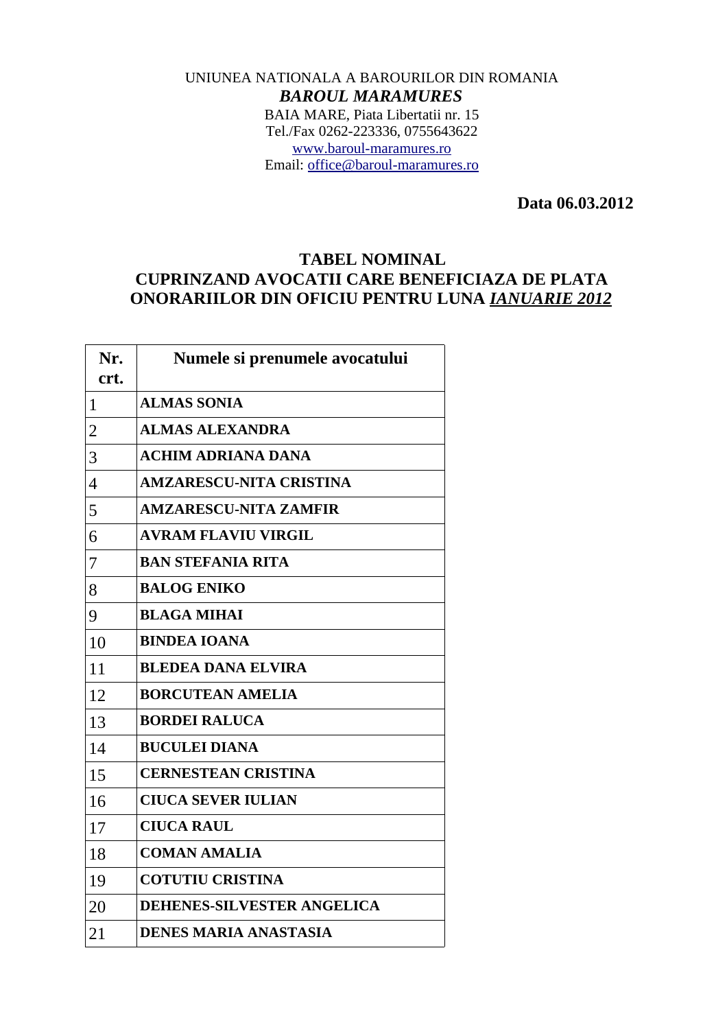UNIUNEA NATIONALA A BAROURILOR DIN ROMANIA

***BAROUL MARAMURES***

BAIA MARE, Piata Libertatii nr. 15
Tel./Fax 0262-223336, 0755643622
www.baroul-maramures.ro
Email: office@baroul-maramures.ro

**Data 06.03.2012**

## TABEL NOMINAL
## CUPRINZAND AVOCATII CARE BENEFICIAZA DE PLATA ONORARIILOR DIN OFICIU PENTRU LUNA *IANUARIE 2012*

| Nr. crt. | Numele si prenumele avocatului |
|---|---|
| 1 | **ALMAS SONIA** |
| 2 | **ALMAS ALEXANDRA** |
| 3 | **ACHIM ADRIANA DANA** |
| 4 | **AMZARESCU-NITA CRISTINA** |
| 5 | **AMZARESCU-NITA ZAMFIR** |
| 6 | **AVRAM FLAVIU VIRGIL** |
| 7 | **BAN STEFANIA RITA** |
| 8 | **BALOG ENIKO** |
| 9 | **BLAGA MIHAI** |
| 10 | **BINDEA IOANA** |
| 11 | **BLEDEA DANA ELVIRA** |
| 12 | **BORCUTEAN AMELIA** |
| 13 | **BORDEI RALUCA** |
| 14 | **BUCULEI DIANA** |
| 15 | **CERNESTEAN CRISTINA** |
| 16 | **CIUCA SEVER IULIAN** |
| 17 | **CIUCA RAUL** |
| 18 | **COMAN AMALIA** |
| 19 | **COTUTIU CRISTINA** |
| 20 | **DEHENES-SILVESTER ANGELICA** |
| 21 | **DENES MARIA ANASTASIA** |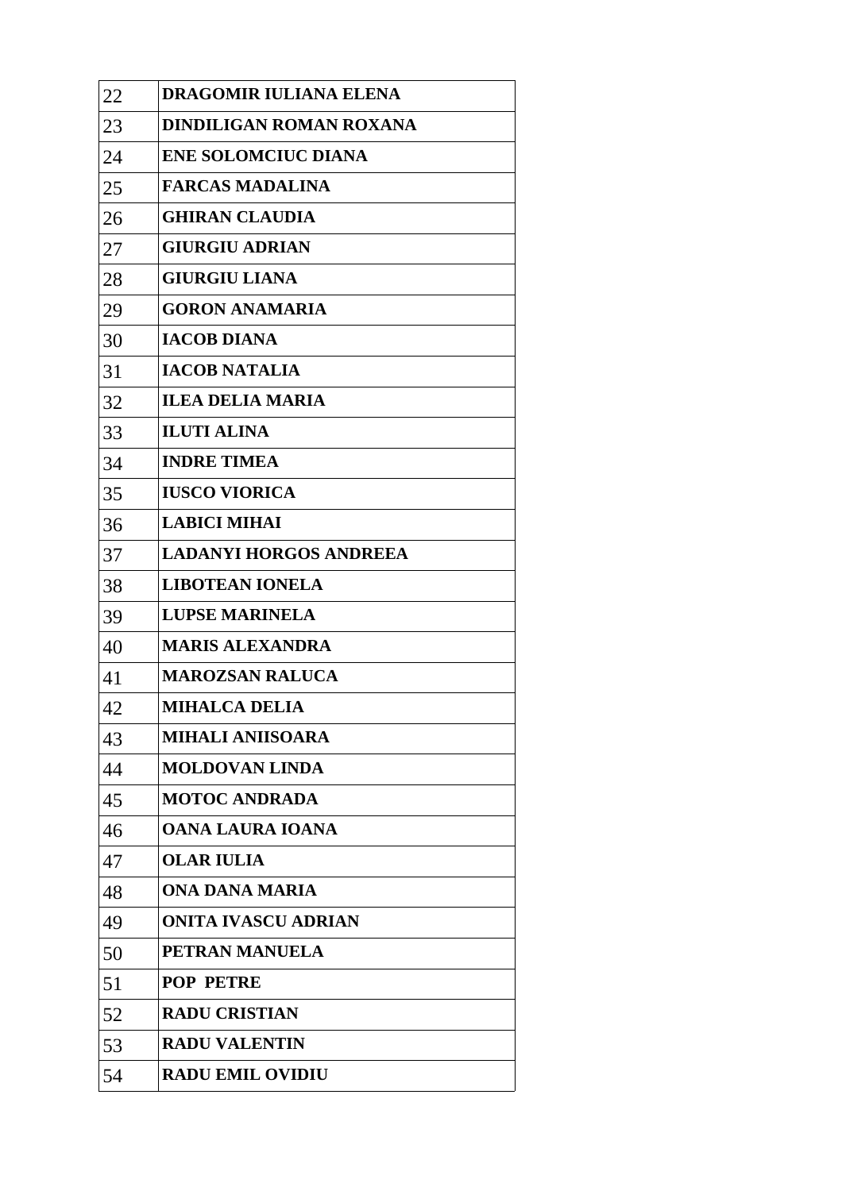| | |
|---|---|
| 22 | **DRAGOMIR IULIANA ELENA** |
| 23 | **DINDILIGAN ROMAN ROXANA** |
| 24 | **ENE SOLOMCIUC DIANA** |
| 25 | **FARCAS MADALINA** |
| 26 | **GHIRAN CLAUDIA** |
| 27 | **GIURGIU ADRIAN** |
| 28 | **GIURGIU LIANA** |
| 29 | **GORON ANAMARIA** |
| 30 | **IACOB DIANA** |
| 31 | **IACOB NATALIA** |
| 32 | **ILEA DELIA MARIA** |
| 33 | **ILUTI ALINA** |
| 34 | **INDRE TIMEA** |
| 35 | **IUSCO VIORICA** |
| 36 | **LABICI MIHAI** |
| 37 | **LADANYI HORGOS ANDREEA** |
| 38 | **LIBOTEAN IONELA** |
| 39 | **LUPSE MARINELA** |
| 40 | **MARIS ALEXANDRA** |
| 41 | **MAROZSAN RALUCA** |
| 42 | **MIHALCA DELIA** |
| 43 | **MIHALI ANIISOARA** |
| 44 | **MOLDOVAN LINDA** |
| 45 | **MOTOC ANDRADA** |
| 46 | **OANA LAURA IOANA** |
| 47 | **OLAR IULIA** |
| 48 | **ONA DANA MARIA** |
| 49 | **ONITA IVASCU ADRIAN** |
| 50 | **PETRAN MANUELA** |
| 51 | **POP PETRE** |
| 52 | **RADU CRISTIAN** |
| 53 | **RADU VALENTIN** |
| 54 | **RADU EMIL OVIDIU** |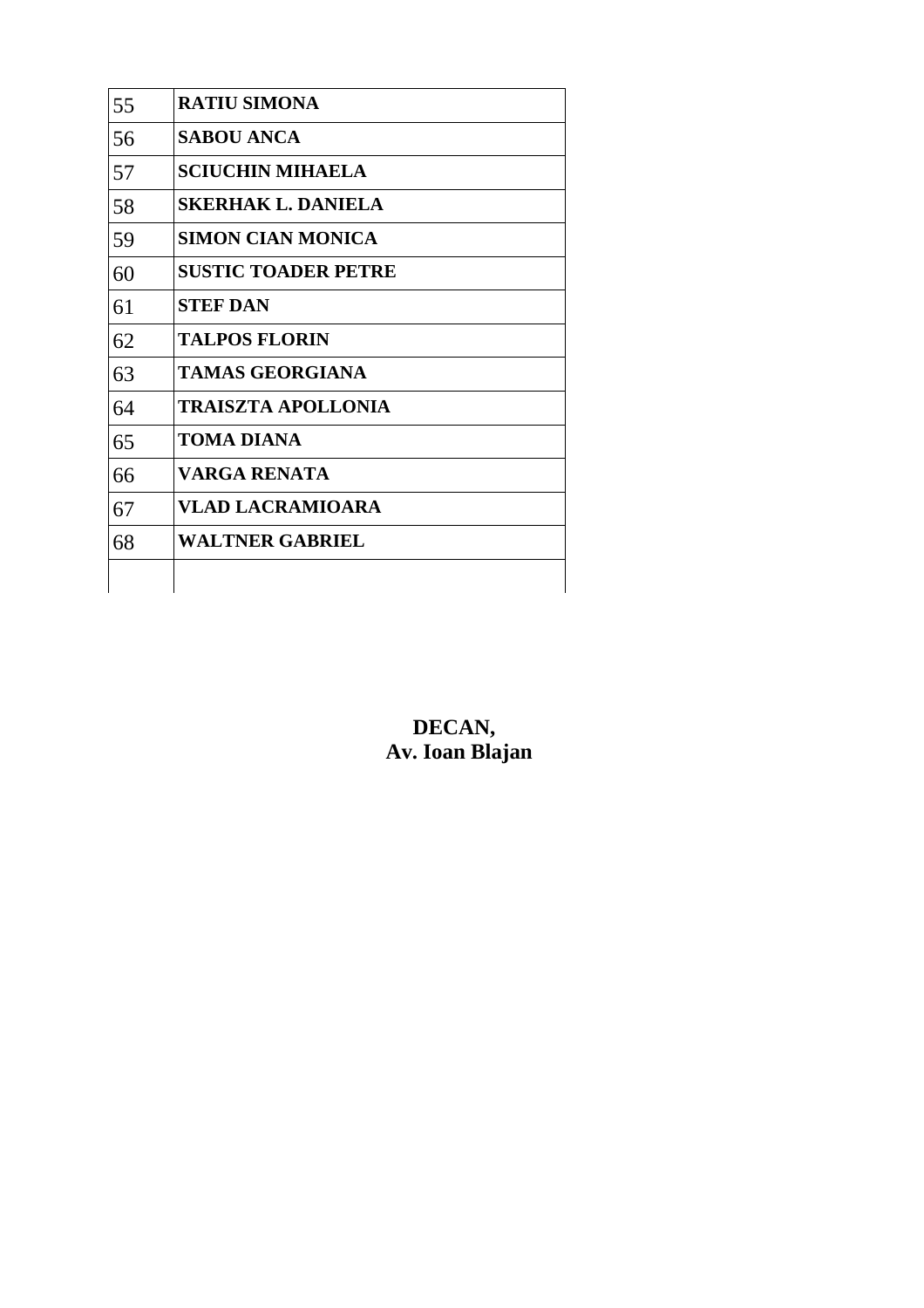| | |
|---|---|
| 55 | **RATIU SIMONA** |
| 56 | **SABOU ANCA** |
| 57 | **SCIUCHIN MIHAELA** |
| 58 | **SKERHAK L. DANIELA** |
| 59 | **SIMON CIAN MONICA** |
| 60 | **SUSTIC TOADER PETRE** |
| 61 | **STEF DAN** |
| 62 | **TALPOS FLORIN** |
| 63 | **TAMAS GEORGIANA** |
| 64 | **TRAISZTA APOLLONIA** |
| 65 | **TOMA DIANA** |
| 66 | **VARGA RENATA** |
| 67 | **VLAD LACRAMIOARA** |
| 68 | **WALTNER GABRIEL** |
| | |

**DECAN,**
**Av. Ioan Blajan**